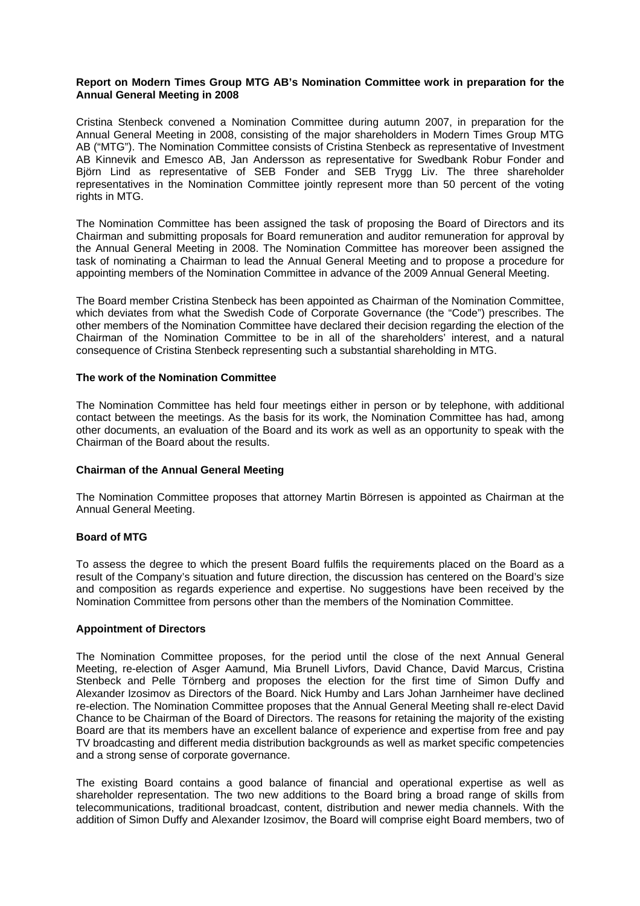**Report on Modern Times Group MTG AB's Nomination Committee work in preparation for the Annual General Meeting in 2008**

Cristina Stenbeck convened a Nomination Committee during autumn 2007, in preparation for the Annual General Meeting in 2008, consisting of the major shareholders in Modern Times Group MTG AB ("MTG"). The Nomination Committee consists of Cristina Stenbeck as representative of Investment AB Kinnevik and Emesco AB, Jan Andersson as representative for Swedbank Robur Fonder and Björn Lind as representative of SEB Fonder and SEB Trygg Liv. The three shareholder representatives in the Nomination Committee jointly represent more than 50 percent of the voting rights in MTG.

The Nomination Committee has been assigned the task of proposing the Board of Directors and its Chairman and submitting proposals for Board remuneration and auditor remuneration for approval by the Annual General Meeting in 2008. The Nomination Committee has moreover been assigned the task of nominating a Chairman to lead the Annual General Meeting and to propose a procedure for appointing members of the Nomination Committee in advance of the 2009 Annual General Meeting.

The Board member Cristina Stenbeck has been appointed as Chairman of the Nomination Committee, which deviates from what the Swedish Code of Corporate Governance (the "Code") prescribes. The other members of the Nomination Committee have declared their decision regarding the election of the Chairman of the Nomination Committee to be in all of the shareholders' interest, and a natural consequence of Cristina Stenbeck representing such a substantial shareholding in MTG.

**The work of the Nomination Committee**

The Nomination Committee has held four meetings either in person or by telephone, with additional contact between the meetings. As the basis for its work, the Nomination Committee has had, among other documents, an evaluation of the Board and its work as well as an opportunity to speak with the Chairman of the Board about the results.

**Chairman of the Annual General Meeting**

The Nomination Committee proposes that attorney Martin Börresen is appointed as Chairman at the Annual General Meeting.

**Board of MTG**

To assess the degree to which the present Board fulfils the requirements placed on the Board as a result of the Company's situation and future direction, the discussion has centered on the Board's size and composition as regards experience and expertise. No suggestions have been received by the Nomination Committee from persons other than the members of the Nomination Committee.

**Appointment of Directors**

The Nomination Committee proposes, for the period until the close of the next Annual General Meeting, re-election of Asger Aamund, Mia Brunell Livfors, David Chance, David Marcus, Cristina Stenbeck and Pelle Törnberg and proposes the election for the first time of Simon Duffy and Alexander Izosimov as Directors of the Board. Nick Humby and Lars Johan Jarnheimer have declined re-election. The Nomination Committee proposes that the Annual General Meeting shall re-elect David Chance to be Chairman of the Board of Directors. The reasons for retaining the majority of the existing Board are that its members have an excellent balance of experience and expertise from free and pay TV broadcasting and different media distribution backgrounds as well as market specific competencies and a strong sense of corporate governance.

The existing Board contains a good balance of financial and operational expertise as well as shareholder representation. The two new additions to the Board bring a broad range of skills from telecommunications, traditional broadcast, content, distribution and newer media channels. With the addition of Simon Duffy and Alexander Izosimov, the Board will comprise eight Board members, two of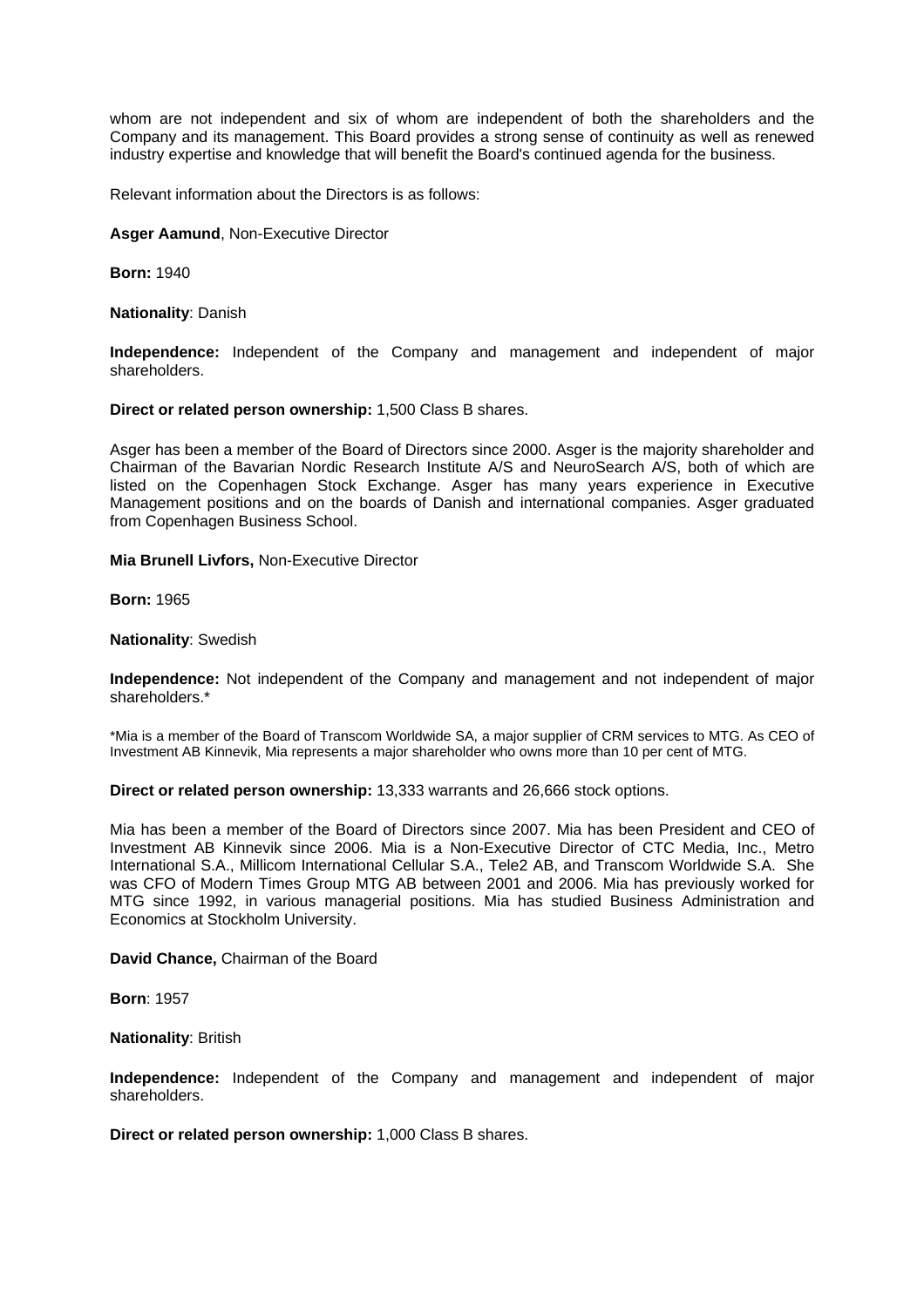whom are not independent and six of whom are independent of both the shareholders and the Company and its management. This Board provides a strong sense of continuity as well as renewed industry expertise and knowledge that will benefit the Board's continued agenda for the business.

Relevant information about the Directors is as follows:

**Asger Aamund**, Non-Executive Director

**Born:** 1940

**Nationality**: Danish

**Independence:** Independent of the Company and management and independent of major shareholders.

**Direct or related person ownership:** 1,500 Class B shares.

Asger has been a member of the Board of Directors since 2000. Asger is the majority shareholder and Chairman of the Bavarian Nordic Research Institute A/S and NeuroSearch A/S, both of which are listed on the Copenhagen Stock Exchange. Asger has many years experience in Executive Management positions and on the boards of Danish and international companies. Asger graduated from Copenhagen Business School.

**Mia Brunell Livfors,** Non-Executive Director

**Born:** 1965

**Nationality**: Swedish

**Independence:** Not independent of the Company and management and not independent of major shareholders.*

*Mia is a member of the Board of Transcom Worldwide SA, a major supplier of CRM services to MTG. As CEO of Investment AB Kinnevik, Mia represents a major shareholder who owns more than 10 per cent of MTG.

**Direct or related person ownership:** 13,333 warrants and 26,666 stock options.

Mia has been a member of the Board of Directors since 2007. Mia has been President and CEO of Investment AB Kinnevik since 2006. Mia is a Non-Executive Director of CTC Media, Inc., Metro International S.A., Millicom International Cellular S.A., Tele2 AB, and Transcom Worldwide S.A. She was CFO of Modern Times Group MTG AB between 2001 and 2006. Mia has previously worked for MTG since 1992, in various managerial positions. Mia has studied Business Administration and Economics at Stockholm University.

**David Chance,** Chairman of the Board

**Born**: 1957

**Nationality**: British

**Independence:** Independent of the Company and management and independent of major shareholders.

**Direct or related person ownership:** 1,000 Class B shares.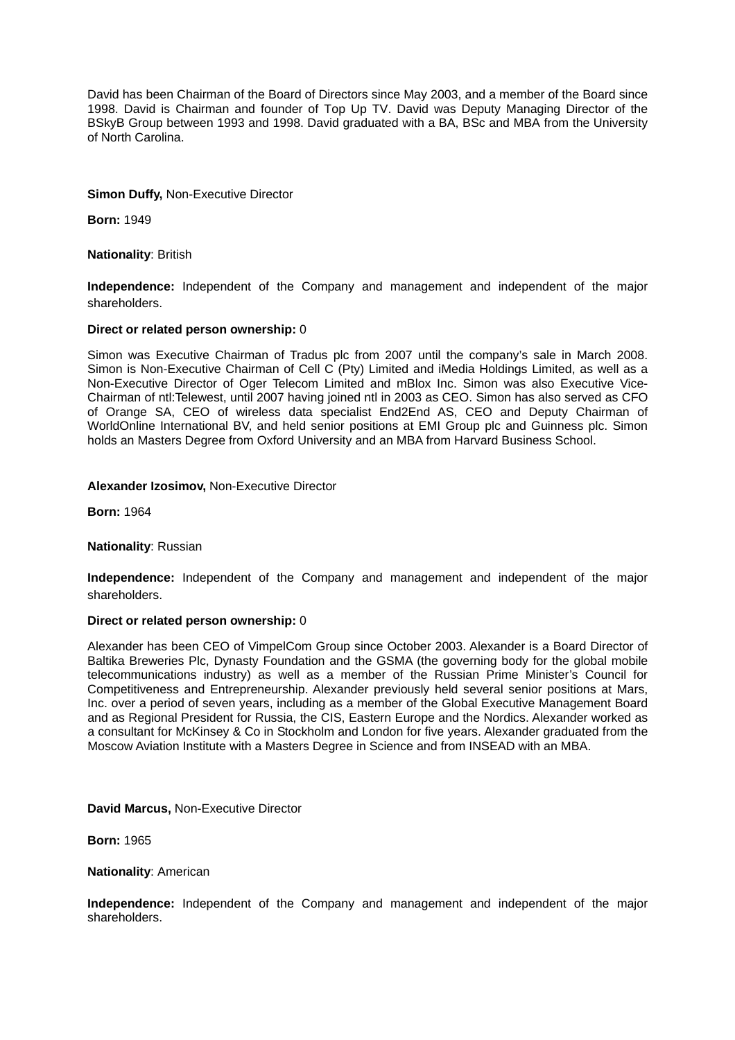David has been Chairman of the Board of Directors since May 2003, and a member of the Board since 1998. David is Chairman and founder of Top Up TV. David was Deputy Managing Director of the BSkyB Group between 1993 and 1998. David graduated with a BA, BSc and MBA from the University of North Carolina.

**Simon Duffy,** Non-Executive Director

**Born:** 1949

**Nationality**: British

**Independence:** Independent of the Company and management and independent of the major shareholders.

**Direct or related person ownership:** 0

Simon was Executive Chairman of Tradus plc from 2007 until the company's sale in March 2008. Simon is Non-Executive Chairman of Cell C (Pty) Limited and iMedia Holdings Limited, as well as a Non-Executive Director of Oger Telecom Limited and mBlox Inc. Simon was also Executive Vice-Chairman of ntl:Telewest, until 2007 having joined ntl in 2003 as CEO. Simon has also served as CFO of Orange SA, CEO of wireless data specialist End2End AS, CEO and Deputy Chairman of WorldOnline International BV, and held senior positions at EMI Group plc and Guinness plc. Simon holds an Masters Degree from Oxford University and an MBA from Harvard Business School.

**Alexander Izosimov,** Non-Executive Director

**Born:** 1964

**Nationality**: Russian

**Independence:** Independent of the Company and management and independent of the major shareholders.

**Direct or related person ownership:** 0

Alexander has been CEO of VimpelCom Group since October 2003. Alexander is a Board Director of Baltika Breweries Plc, Dynasty Foundation and the GSMA (the governing body for the global mobile telecommunications industry) as well as a member of the Russian Prime Minister's Council for Competitiveness and Entrepreneurship. Alexander previously held several senior positions at Mars, Inc. over a period of seven years, including as a member of the Global Executive Management Board and as Regional President for Russia, the CIS, Eastern Europe and the Nordics. Alexander worked as a consultant for McKinsey & Co in Stockholm and London for five years. Alexander graduated from the Moscow Aviation Institute with a Masters Degree in Science and from INSEAD with an MBA.

**David Marcus,** Non-Executive Director

**Born:** 1965

**Nationality**: American

**Independence:** Independent of the Company and management and independent of the major shareholders.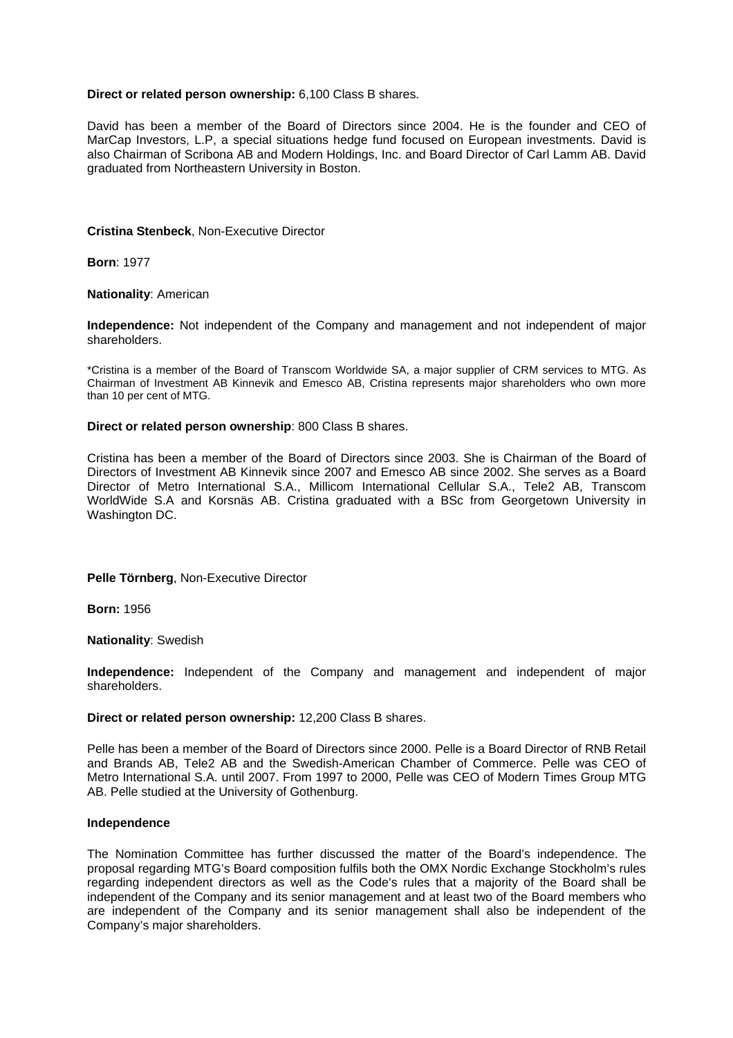**Direct or related person ownership:** 6,100 Class B shares.

David has been a member of the Board of Directors since 2004. He is the founder and CEO of MarCap Investors, L.P, a special situations hedge fund focused on European investments. David is also Chairman of Scribona AB and Modern Holdings, Inc. and Board Director of Carl Lamm AB. David graduated from Northeastern University in Boston.

**Cristina Stenbeck**, Non-Executive Director

**Born**: 1977

**Nationality**: American

**Independence:** Not independent of the Company and management and not independent of major shareholders.

*Cristina is a member of the Board of Transcom Worldwide SA, a major supplier of CRM services to MTG. As Chairman of Investment AB Kinnevik and Emesco AB, Cristina represents major shareholders who own more than 10 per cent of MTG.

**Direct or related person ownership**: 800 Class B shares.

Cristina has been a member of the Board of Directors since 2003. She is Chairman of the Board of Directors of Investment AB Kinnevik since 2007 and Emesco AB since 2002. She serves as a Board Director of Metro International S.A., Millicom International Cellular S.A., Tele2 AB, Transcom WorldWide S.A and Korsnäs AB. Cristina graduated with a BSc from Georgetown University in Washington DC.

**Pelle Törnberg**, Non-Executive Director

**Born:** 1956

**Nationality**: Swedish

**Independence:** Independent of the Company and management and independent of major shareholders.

**Direct or related person ownership:** 12,200 Class B shares.

Pelle has been a member of the Board of Directors since 2000. Pelle is a Board Director of RNB Retail and Brands AB, Tele2 AB and the Swedish-American Chamber of Commerce. Pelle was CEO of Metro International S.A. until 2007. From 1997 to 2000, Pelle was CEO of Modern Times Group MTG AB. Pelle studied at the University of Gothenburg.

**Independence**

The Nomination Committee has further discussed the matter of the Board's independence. The proposal regarding MTG's Board composition fulfils both the OMX Nordic Exchange Stockholm's rules regarding independent directors as well as the Code's rules that a majority of the Board shall be independent of the Company and its senior management and at least two of the Board members who are independent of the Company and its senior management shall also be independent of the Company's major shareholders.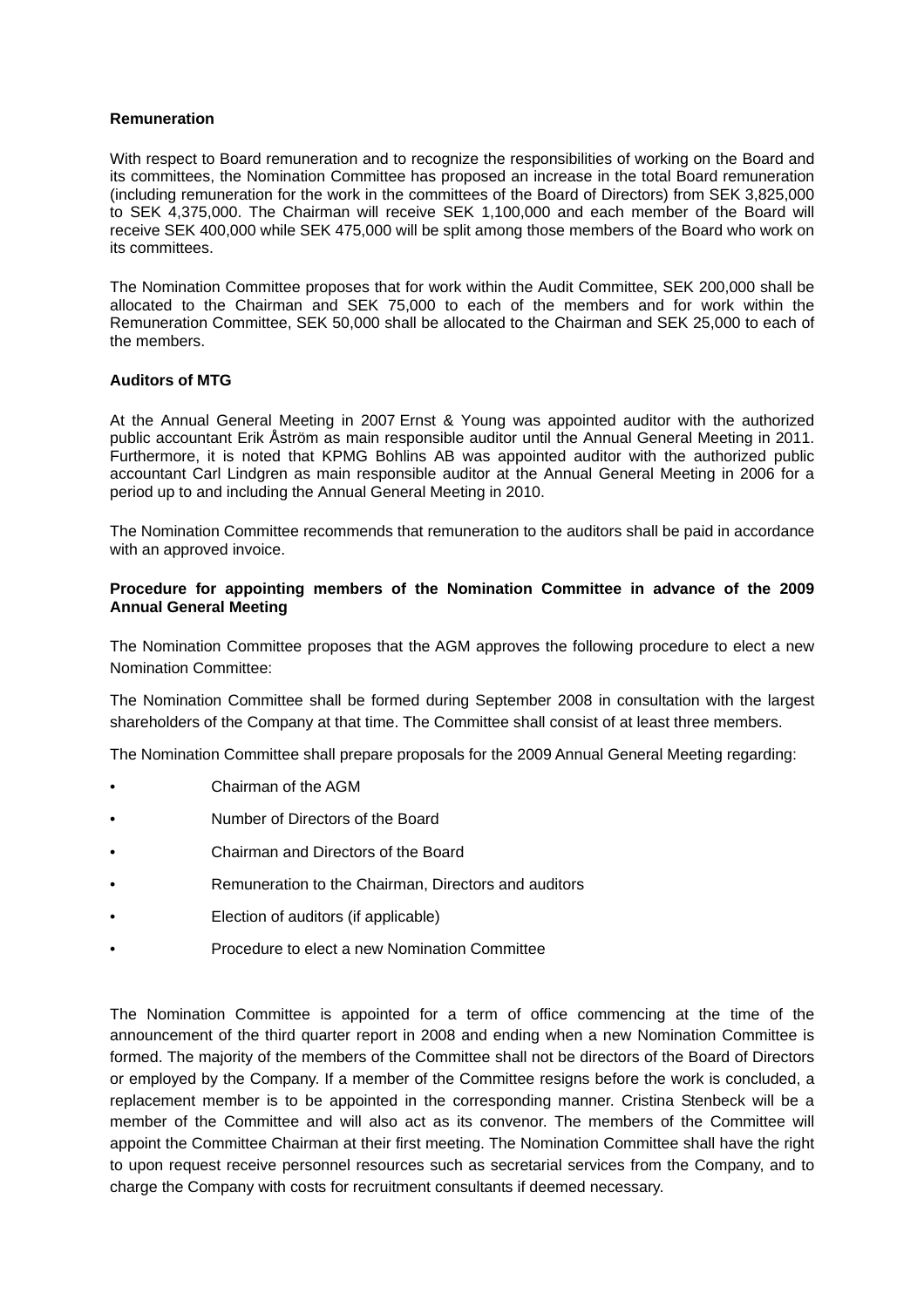**Remuneration**

With respect to Board remuneration and to recognize the responsibilities of working on the Board and its committees, the Nomination Committee has proposed an increase in the total Board remuneration (including remuneration for the work in the committees of the Board of Directors) from SEK 3,825,000 to SEK 4,375,000. The Chairman will receive SEK 1,100,000 and each member of the Board will receive SEK 400,000 while SEK 475,000 will be split among those members of the Board who work on its committees.

The Nomination Committee proposes that for work within the Audit Committee, SEK 200,000 shall be allocated to the Chairman and SEK 75,000 to each of the members and for work within the Remuneration Committee, SEK 50,000 shall be allocated to the Chairman and SEK 25,000 to each of the members.

**Auditors of MTG**

At the Annual General Meeting in 2007 Ernst & Young was appointed auditor with the authorized public accountant Erik Åström as main responsible auditor until the Annual General Meeting in 2011. Furthermore, it is noted that KPMG Bohlins AB was appointed auditor with the authorized public accountant Carl Lindgren as main responsible auditor at the Annual General Meeting in 2006 for a period up to and including the Annual General Meeting in 2010.

The Nomination Committee recommends that remuneration to the auditors shall be paid in accordance with an approved invoice.

**Procedure for appointing members of the Nomination Committee in advance of the 2009 Annual General Meeting**

The Nomination Committee proposes that the AGM approves the following procedure to elect a new Nomination Committee:

The Nomination Committee shall be formed during September 2008 in consultation with the largest shareholders of the Company at that time. The Committee shall consist of at least three members.

The Nomination Committee shall prepare proposals for the 2009 Annual General Meeting regarding:

- Chairman of the AGM
- Number of Directors of the Board
- Chairman and Directors of the Board
- Remuneration to the Chairman, Directors and auditors
- Election of auditors (if applicable)
- Procedure to elect a new Nomination Committee

The Nomination Committee is appointed for a term of office commencing at the time of the announcement of the third quarter report in 2008 and ending when a new Nomination Committee is formed. The majority of the members of the Committee shall not be directors of the Board of Directors or employed by the Company. If a member of the Committee resigns before the work is concluded, a replacement member is to be appointed in the corresponding manner. Cristina Stenbeck will be a member of the Committee and will also act as its convenor. The members of the Committee will appoint the Committee Chairman at their first meeting. The Nomination Committee shall have the right to upon request receive personnel resources such as secretarial services from the Company, and to charge the Company with costs for recruitment consultants if deemed necessary.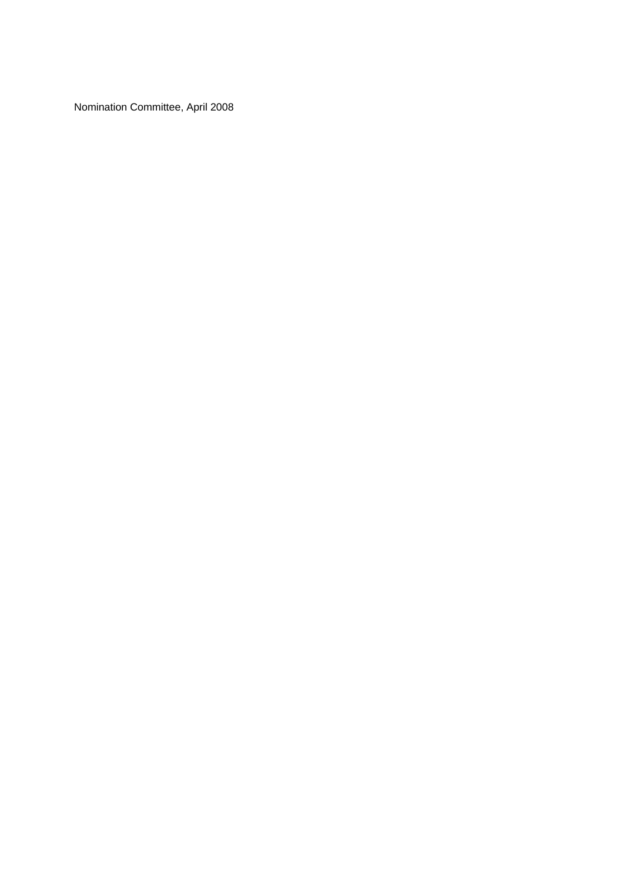Nomination Committee, April 2008